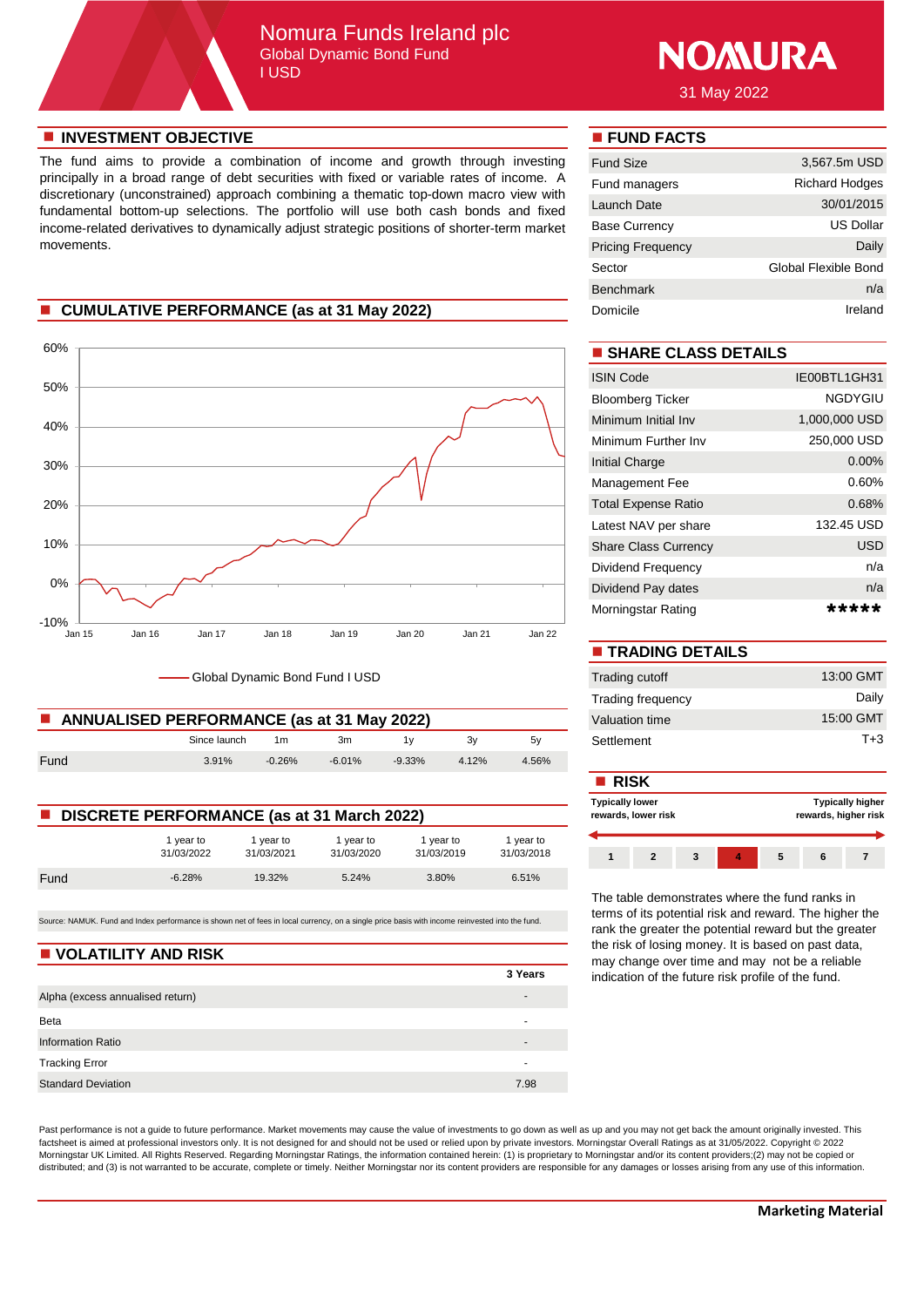# Nomura Funds Ireland plc

## Global Dynamic Bond Fund

I USD

NOMURA

31 May 2022

## INVESTMENT OBJECTIVE

The fund aims to provide a combination of income and growth through investing principally in a broad range of debt securities with fixed or variable rates of income. A discretionary (unconstrained) approach combining a thematic top-down macro view with fundamental bottom-up selections. The portfolio will use both cash bonds and fixed income-related derivatives to dynamically adjust strategic positions of shorter-term market movements.

## CUMULATIVE PERFORMANCE (as at 31 May 2022)

Global Dynamic Bond Fund I USD

## ANNUALISED PERFORMANCE (as at 31 May 2022)

| | Since launch | 1m | 3m | 1y | 3y | 5y |
|---|---|---|---|---|---|---|
| Fund | 3.91% | -0.26% | -6.01% | -9.33% | 4.12% | 4.56% |

## DISCRETE PERFORMANCE (as at 31 March 2022)

| | 1 year to 31/03/2022 | 1 year to 31/03/2021 | 1 year to 31/03/2020 | 1 year to 31/03/2019 | 1 year to 31/03/2018 |
|---|---|---|---|---|---|
| Fund | -6.28% | 19.32% | 5.24% | 3.80% | 6.51% |

Source: NAMUK. Fund and Index performance is shown net of fees in local currency, on a single price basis with income reinvested into the fund.

## VOLATILITY AND RISK

| | 3 Years |
|---|---|
| Alpha (excess annualised return) | - |
| Beta | - |
| Information Ratio | - |
| Tracking Error | - |
| Standard Deviation | 7.98 |

## FUND FACTS

| | |
|---|---|
| Fund Size | 3,567.5m USD |
| Fund managers | Richard Hodges |
| Launch Date | 30/01/2015 |
| Base Currency | US Dollar |
| Pricing Frequency | Daily |
| Sector | Global Flexible Bond |
| Benchmark | n/a |
| Domicile | Ireland |

## SHARE CLASS DETAILS

| | |
|---|---|
| ISIN Code | IE00BTL1GH31 |
| Bloomberg Ticker | NGDYGIU |
| Minimum Initial Inv | 1,000,000 USD |
| Minimum Further Inv | 250,000 USD |
| Initial Charge | 0.00% |
| Management Fee | 0.60% |
| Total Expense Ratio | 0.68% |
| Latest NAV per share | 132.45 USD |
| Share Class Currency | USD |
| Dividend Frequency | n/a |
| Dividend Pay dates | n/a |
| Morningstar Rating | ***** |

## TRADING DETAILS

| | |
|---|---|
| Trading cutoff | 13:00 GMT |
| Trading frequency | Daily |
| Valuation time | 15:00 GMT |
| Settlement | T+3 |

## RISK

Typically lower rewards, lower risk — Typically higher rewards, higher risk

| 1 | 2 | 3 | 4 | 5 | 6 | 7 |
|---|---|---|---|---|---|---|

The table demonstrates where the fund ranks in terms of its potential risk and reward. The higher the rank the greater the potential reward but the greater the risk of losing money. It is based on past data, may change over time and may not be a reliable indication of the future risk profile of the fund.

Past performance is not a guide to future performance. Market movements may cause the value of investments to go down as well as up and you may not get back the amount originally invested. This factsheet is aimed at professional investors only. It is not designed for and should not be used or relied upon by private investors. Morningstar Overall Ratings as at 31/05/2022. Copyright © 2022 Morningstar UK Limited. All Rights Reserved. Regarding Morningstar Ratings, the information contained herein: (1) is proprietary to Morningstar and/or its content providers;(2) may not be copied or distributed; and (3) is not warranted to be accurate, complete or timely. Neither Morningstar nor its content providers are responsible for any damages or losses arising from any use of this information.

**Marketing Material**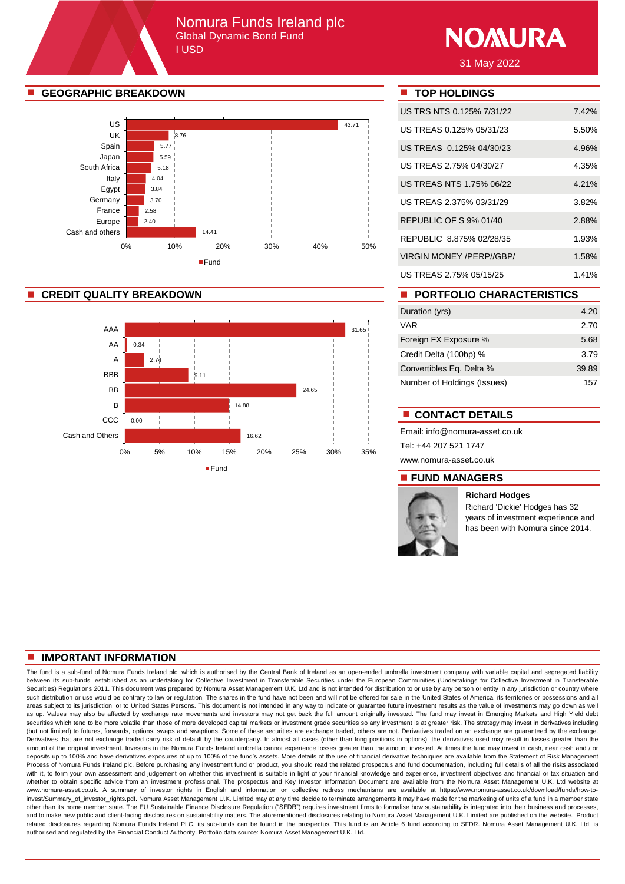# Nomura Funds Ireland plc

Global Dynamic Bond Fund

I USD

NOMURA

31 May 2022

## GEOGRAPHIC BREAKDOWN

US 43.71
UK 8.76
Spain 5.77
Japan 5.59
South Africa 5.18
Italy 4.04
Egypt 3.84
Germany 3.70
France 2.58
Europe 2.40
Cash and others 14.41

0% 10% 20% 30% 40% 50%

Fund

## TOP HOLDINGS

| | |
|---|---|
| US TRS NTS 0.125% 7/31/22 | 7.42% |
| US TREAS 0.125% 05/31/23 | 5.50% |
| US TREAS 0.125% 04/30/23 | 4.96% |
| US TREAS 2.75% 04/30/27 | 4.35% |
| US TREAS NTS 1.75% 06/22 | 4.21% |
| US TREAS 2.375% 03/31/29 | 3.82% |
| REPUBLIC OF S 9% 01/40 | 2.88% |
| REPUBLIC 8.875% 02/28/35 | 1.93% |
| VIRGIN MONEY /PERP//GBP/ | 1.58% |
| US TREAS 2.75% 05/15/25 | 1.41% |

## CREDIT QUALITY BREAKDOWN

AAA 31.65
AA 0.34
A 2.74
BBB 9.11
BB 24.65
B 14.88
CCC 0.00
Cash and Others 16.62

0% 5% 10% 15% 20% 25% 30% 35%

Fund

## PORTFOLIO CHARACTERISTICS

| | |
|---|---|
| Duration (yrs) | 4.20 |
| VAR | 2.70 |
| Foreign FX Exposure % | 5.68 |
| Credit Delta (100bp) % | 3.79 |
| Convertibles Eq. Delta % | 39.89 |
| Number of Holdings (Issues) | 157 |

## CONTACT DETAILS

Email: info@nomura-asset.co.uk

Tel: +44 207 521 1747

www.nomura-asset.co.uk

## FUND MANAGERS

**Richard Hodges**

Richard 'Dickie' Hodges has 32 years of investment experience and has been with Nomura since 2014.

## IMPORTANT INFORMATION

The fund is a sub-fund of Nomura Funds Ireland plc, which is authorised by the Central Bank of Ireland as an open-ended umbrella investment company with variable capital and segregated liability between its sub-funds, established as an undertaking for Collective Investment in Transferable Securities under the European Communities (Undertakings for Collective Investment in Transferable Securities) Regulations 2011. This document was prepared by Nomura Asset Management U.K. Ltd and is not intended for distribution to or use by any person or entity in any jurisdiction or country where such distribution or use would be contrary to law or regulation. The shares in the fund have not been and will not be offered for sale in the United States of America, its territories or possessions and all areas subject to its jurisdiction, or to United States Persons. This document is not intended in any way to indicate or guarantee future investment results as the value of investments may go down as well as up. Values may also be affected by exchange rate movements and investors may not get back the full amount originally invested. The fund may invest in Emerging Markets and High Yield debt securities which tend to be more volatile than those of more developed capital markets or investment grade securities so any investment is at greater risk. The strategy may invest in derivatives including (but not limited) to futures, forwards, options, swaps and swaptions. Some of these securities are exchange traded, others are not. Derivatives traded on an exchange are guaranteed by the exchange. Derivatives that are not exchange traded carry risk of default by the counterparty. In almost all cases (other than long positions in options), the derivatives used may result in losses greater than the amount of the original investment. Investors in the Nomura Funds Ireland umbrella cannot experience losses greater than the amount invested. At times the fund may invest in cash, near cash and / or deposits up to 100% and have derivatives exposures of up to 100% of the fund's assets. More details of the use of financial derivative techniques are available from the Statement of Risk Management Process of Nomura Funds Ireland plc. Before purchasing any investment fund or product, you should read the related prospectus and fund documentation, including full details of all the risks associated with it, to form your own assessment and judgement on whether this investment is suitable in light of your financial knowledge and experience, investment objectives and financial or tax situation and whether to obtain specific advice from an investment professional. The prospectus and Key Investor Information Document are available from the Nomura Asset Management U.K. Ltd website at www.nomura-asset.co.uk. A summary of investor rights in English and information on collective redress mechanisms are available at https://www.nomura-asset.co.uk/download/funds/how-to-invest/Summary_of_investor_rights.pdf. Nomura Asset Management U.K. Limited may at any time decide to terminate arrangements it may have made for the marketing of units of a fund in a member state other than its home member state. The EU Sustainable Finance Disclosure Regulation ("SFDR") requires investment firms to formalise how sustainability is integrated into their business and processes, and to make new public and client-facing disclosures on sustainability matters. The aforementioned disclosures relating to Nomura Asset Management U.K. Limited are published on the website. Product related disclosures regarding Nomura Funds Ireland PLC, its sub-funds can be found in the prospectus. This fund is an Article 6 fund according to SFDR. Nomura Asset Management U.K. Ltd. is authorised and regulated by the Financial Conduct Authority. Portfolio data source: Nomura Asset Management U.K. Ltd.